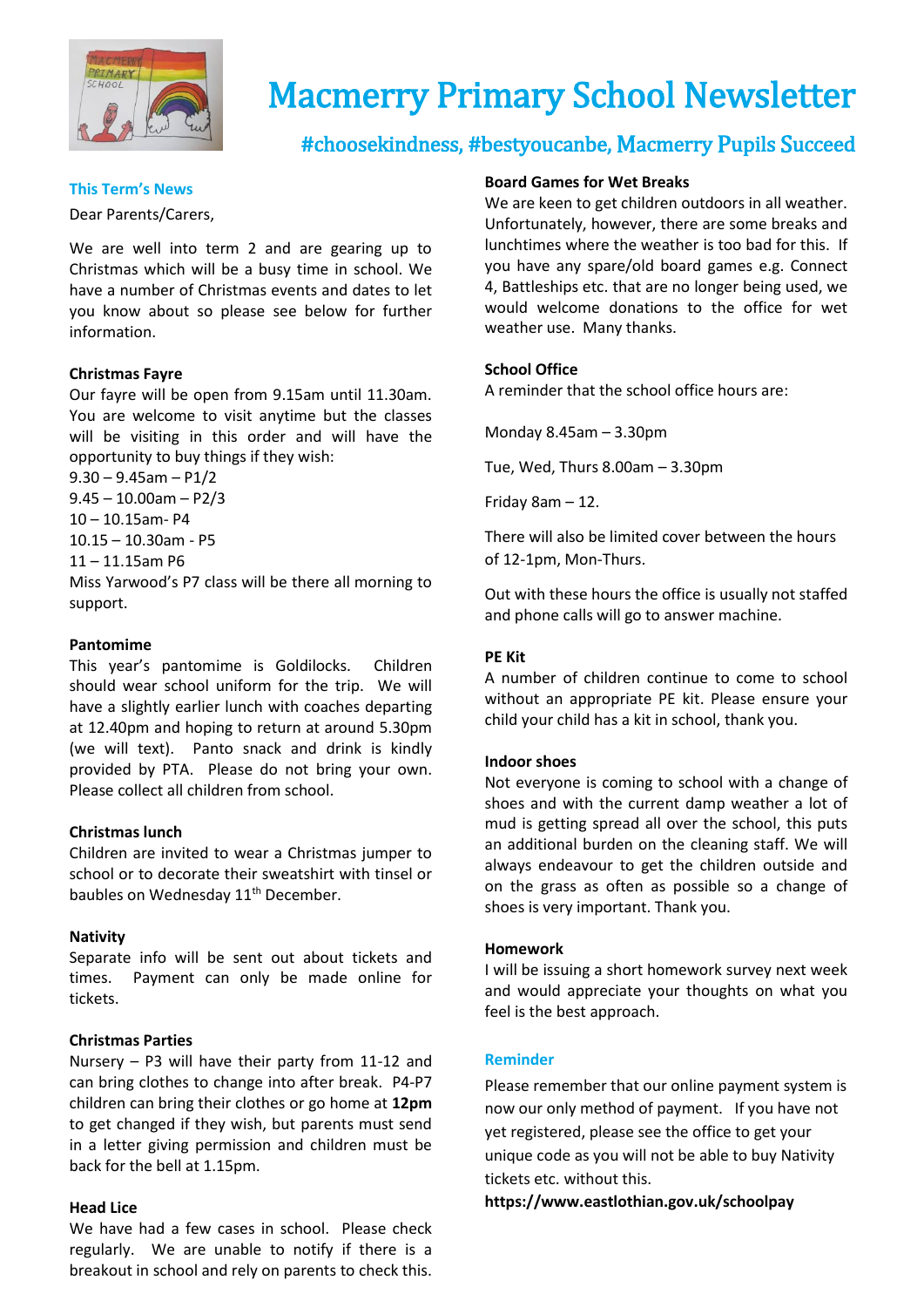# Macmerry Primary School Newsletter

## #choosekindness, #bestyoucanbe, Macmerry Pupils Succeed

### This Term's News

Dear Parents/Carers,

We are well into term 2 and are gearing up to Christmas which will be a busy time in school. We have a number of Christmas events and dates to let you know about so please see below for further information.

**Christmas Fayre**

Our fayre will be open from 9.15am until 11.30am. You are welcome to visit anytime but the classes will be visiting in this order and will have the opportunity to buy things if they wish:

9.30 – 9.45am – P1/2
9.45 – 10.00am – P2/3
10 – 10.15am- P4
10.15 – 10.30am - P5
11 – 11.15am P6
Miss Yarwood's P7 class will be there all morning to support.

**Pantomime**

This year's pantomime is Goldilocks. Children should wear school uniform for the trip. We will have a slightly earlier lunch with coaches departing at 12.40pm and hoping to return at around 5.30pm (we will text). Panto snack and drink is kindly provided by PTA. Please do not bring your own. Please collect all children from school.

**Christmas lunch**

Children are invited to wear a Christmas jumper to school or to decorate their sweatshirt with tinsel or baubles on Wednesday 11th December.

**Nativity**

Separate info will be sent out about tickets and times. Payment can only be made online for tickets.

**Christmas Parties**

Nursery – P3 will have their party from 11-12 and can bring clothes to change into after break. P4-P7 children can bring their clothes or go home at **12pm** to get changed if they wish, but parents must send in a letter giving permission and children must be back for the bell at 1.15pm.

**Head Lice**

We have had a few cases in school. Please check regularly. We are unable to notify if there is a breakout in school and rely on parents to check this.

**Board Games for Wet Breaks**

We are keen to get children outdoors in all weather. Unfortunately, however, there are some breaks and lunchtimes where the weather is too bad for this. If you have any spare/old board games e.g. Connect 4, Battleships etc. that are no longer being used, we would welcome donations to the office for wet weather use. Many thanks.

**School Office**

A reminder that the school office hours are:

Monday 8.45am – 3.30pm

Tue, Wed, Thurs 8.00am – 3.30pm

Friday 8am – 12.

There will also be limited cover between the hours of 12-1pm, Mon-Thurs.

Out with these hours the office is usually not staffed and phone calls will go to answer machine.

**PE Kit**

A number of children continue to come to school without an appropriate PE kit. Please ensure your child your child has a kit in school, thank you.

**Indoor shoes**

Not everyone is coming to school with a change of shoes and with the current damp weather a lot of mud is getting spread all over the school, this puts an additional burden on the cleaning staff. We will always endeavour to get the children outside and on the grass as often as possible so a change of shoes is very important. Thank you.

**Homework**

I will be issuing a short homework survey next week and would appreciate your thoughts on what you feel is the best approach.

### Reminder

Please remember that our online payment system is now our only method of payment. If you have not yet registered, please see the office to get your unique code as you will not be able to buy Nativity tickets etc. without this.

**https://www.eastlothian.gov.uk/schoolpay**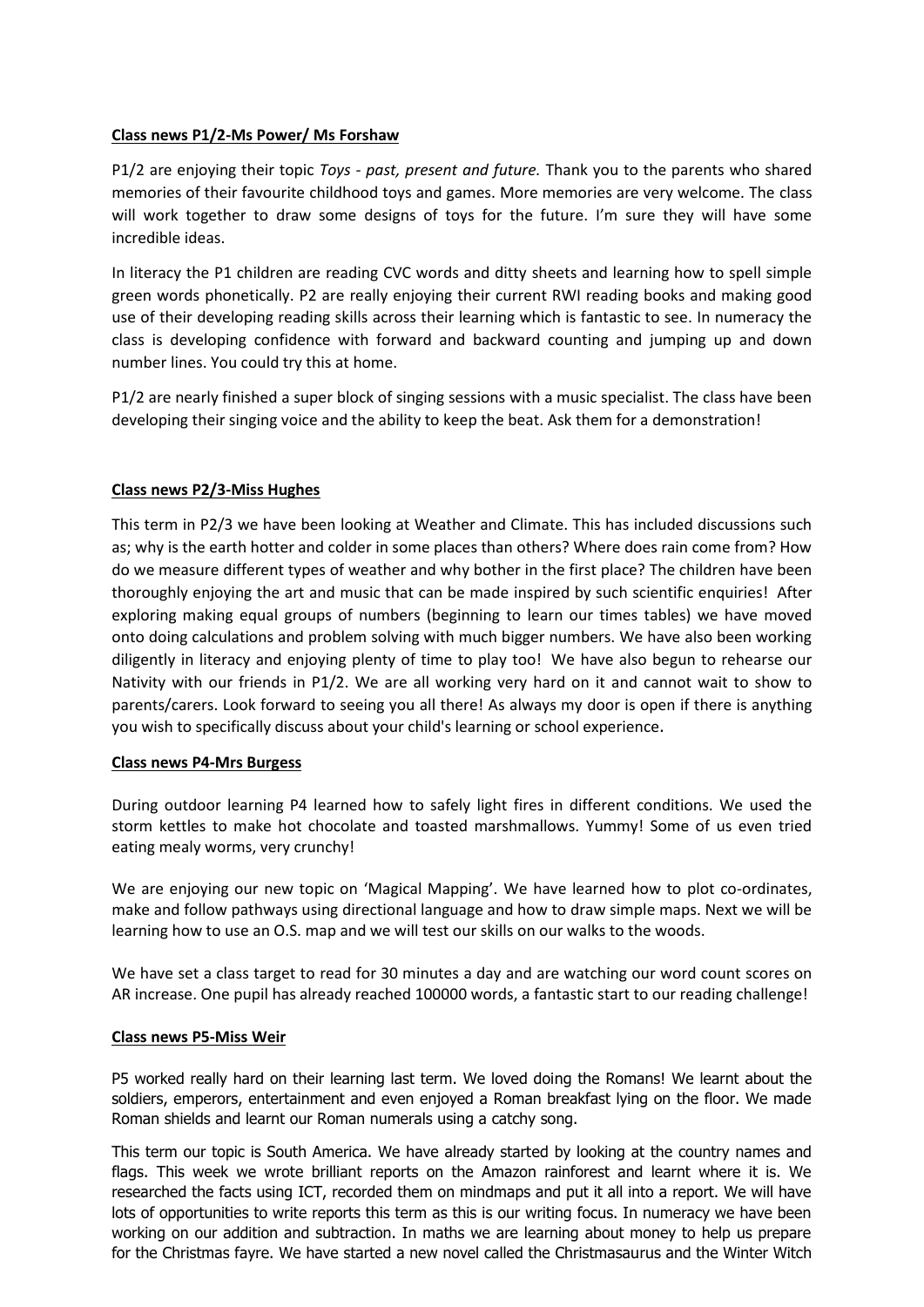**Class news P1/2-Ms Power/ Ms Forshaw**

P1/2 are enjoying their topic *Toys - past, present and future.* Thank you to the parents who shared memories of their favourite childhood toys and games. More memories are very welcome. The class will work together to draw some designs of toys for the future. I'm sure they will have some incredible ideas.

In literacy the P1 children are reading CVC words and ditty sheets and learning how to spell simple green words phonetically. P2 are really enjoying their current RWI reading books and making good use of their developing reading skills across their learning which is fantastic to see. In numeracy the class is developing confidence with forward and backward counting and jumping up and down number lines. You could try this at home.

P1/2 are nearly finished a super block of singing sessions with a music specialist. The class have been developing their singing voice and the ability to keep the beat. Ask them for a demonstration!

**Class news P2/3-Miss Hughes**

This term in P2/3 we have been looking at Weather and Climate. This has included discussions such as; why is the earth hotter and colder in some places than others? Where does rain come from? How do we measure different types of weather and why bother in the first place? The children have been thoroughly enjoying the art and music that can be made inspired by such scientific enquiries! After exploring making equal groups of numbers (beginning to learn our times tables) we have moved onto doing calculations and problem solving with much bigger numbers. We have also been working diligently in literacy and enjoying plenty of time to play too! We have also begun to rehearse our Nativity with our friends in P1/2. We are all working very hard on it and cannot wait to show to parents/carers. Look forward to seeing you all there! As always my door is open if there is anything you wish to specifically discuss about your child's learning or school experience.

**Class news P4-Mrs Burgess**

During outdoor learning P4 learned how to safely light fires in different conditions. We used the storm kettles to make hot chocolate and toasted marshmallows. Yummy! Some of us even tried eating mealy worms, very crunchy!

We are enjoying our new topic on 'Magical Mapping'. We have learned how to plot co-ordinates, make and follow pathways using directional language and how to draw simple maps. Next we will be learning how to use an O.S. map and we will test our skills on our walks to the woods.

We have set a class target to read for 30 minutes a day and are watching our word count scores on AR increase. One pupil has already reached 100000 words, a fantastic start to our reading challenge!

**Class news P5-Miss Weir**

P5 worked really hard on their learning last term. We loved doing the Romans! We learnt about the soldiers, emperors, entertainment and even enjoyed a Roman breakfast lying on the floor. We made Roman shields and learnt our Roman numerals using a catchy song.

This term our topic is South America. We have already started by looking at the country names and flags. This week we wrote brilliant reports on the Amazon rainforest and learnt where it is. We researched the facts using ICT, recorded them on mindmaps and put it all into a report. We will have lots of opportunities to write reports this term as this is our writing focus. In numeracy we have been working on our addition and subtraction. In maths we are learning about money to help us prepare for the Christmas fayre. We have started a new novel called the Christmasaurus and the Winter Witch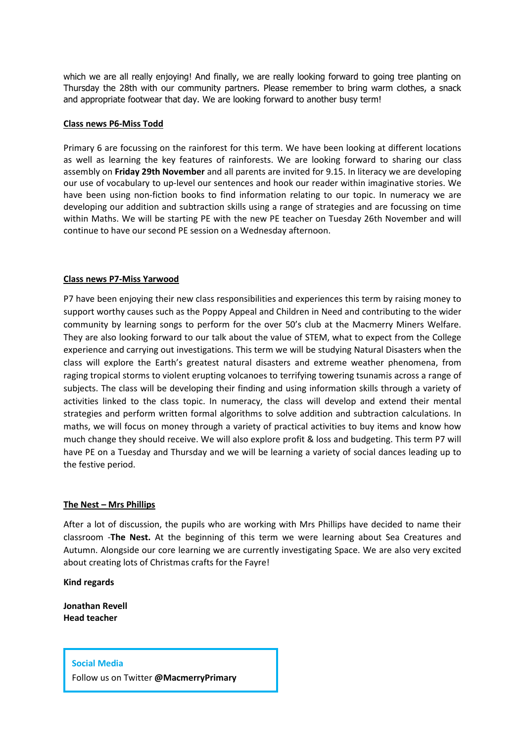which we are all really enjoying! And finally, we are really looking forward to going tree planting on Thursday the 28th with our community partners. Please remember to bring warm clothes, a snack and appropriate footwear that day. We are looking forward to another busy term!

**Class news P6-Miss Todd**

Primary 6 are focussing on the rainforest for this term. We have been looking at different locations as well as learning the key features of rainforests. We are looking forward to sharing our class assembly on **Friday 29th November** and all parents are invited for 9.15. In literacy we are developing our use of vocabulary to up-level our sentences and hook our reader within imaginative stories. We have been using non-fiction books to find information relating to our topic. In numeracy we are developing our addition and subtraction skills using a range of strategies and are focussing on time within Maths. We will be starting PE with the new PE teacher on Tuesday 26th November and will continue to have our second PE session on a Wednesday afternoon.

**Class news P7-Miss Yarwood**

P7 have been enjoying their new class responsibilities and experiences this term by raising money to support worthy causes such as the Poppy Appeal and Children in Need and contributing to the wider community by learning songs to perform for the over 50's club at the Macmerry Miners Welfare. They are also looking forward to our talk about the value of STEM, what to expect from the College experience and carrying out investigations. This term we will be studying Natural Disasters when the class will explore the Earth's greatest natural disasters and extreme weather phenomena, from raging tropical storms to violent erupting volcanoes to terrifying towering tsunamis across a range of subjects. The class will be developing their finding and using information skills through a variety of activities linked to the class topic. In numeracy, the class will develop and extend their mental strategies and perform written formal algorithms to solve addition and subtraction calculations. In maths, we will focus on money through a variety of practical activities to buy items and know how much change they should receive. We will also explore profit & loss and budgeting. This term P7 will have PE on a Tuesday and Thursday and we will be learning a variety of social dances leading up to the festive period.

**The Nest – Mrs Phillips**

After a lot of discussion, the pupils who are working with Mrs Phillips have decided to name their classroom -**The Nest.** At the beginning of this term we were learning about Sea Creatures and Autumn. Alongside our core learning we are currently investigating Space. We are also very excited about creating lots of Christmas crafts for the Fayre!

**Kind regards**

**Jonathan Revell**
**Head teacher**

**Social Media**
Follow us on Twitter **@MacmerryPrimary**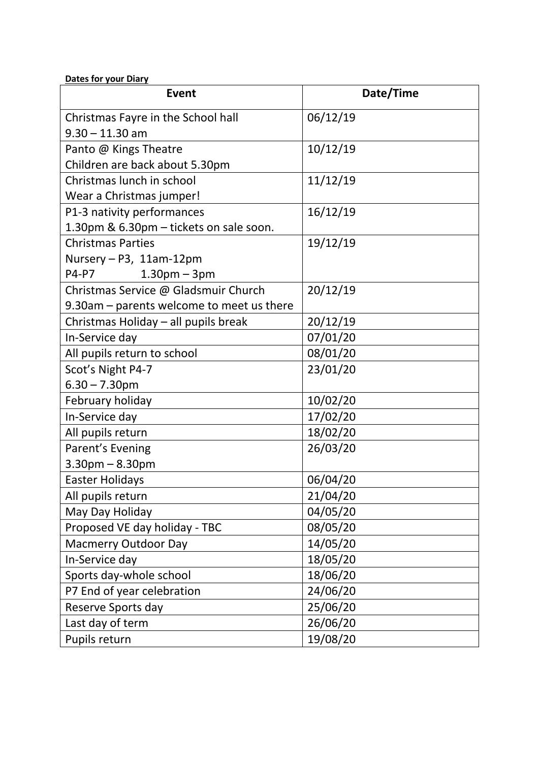**Dates for your Diary**

| Event | Date/Time |
|---|---|
| Christmas Fayre in the School hall<br>9.30 – 11.30 am | 06/12/19 |
| Panto @ Kings Theatre<br>Children are back about 5.30pm | 10/12/19 |
| Christmas lunch in school<br>Wear a Christmas jumper! | 11/12/19 |
| P1-3 nativity performances<br>1.30pm & 6.30pm – tickets on sale soon. | 16/12/19 |
| Christmas Parties<br>Nursery – P3, 11am-12pm<br>P4-P7 1.30pm – 3pm | 19/12/19 |
| Christmas Service @ Gladsmuir Church<br>9.30am – parents welcome to meet us there | 20/12/19 |
| Christmas Holiday – all pupils break | 20/12/19 |
| In-Service day | 07/01/20 |
| All pupils return to school | 08/01/20 |
| Scot's Night P4-7<br>6.30 – 7.30pm | 23/01/20 |
| February holiday | 10/02/20 |
| In-Service day | 17/02/20 |
| All pupils return | 18/02/20 |
| Parent's Evening<br>3.30pm – 8.30pm | 26/03/20 |
| Easter Holidays | 06/04/20 |
| All pupils return | 21/04/20 |
| May Day Holiday | 04/05/20 |
| Proposed VE day holiday - TBC | 08/05/20 |
| Macmerry Outdoor Day | 14/05/20 |
| In-Service day | 18/05/20 |
| Sports day-whole school | 18/06/20 |
| P7 End of year celebration | 24/06/20 |
| Reserve Sports day | 25/06/20 |
| Last day of term | 26/06/20 |
| Pupils return | 19/08/20 |